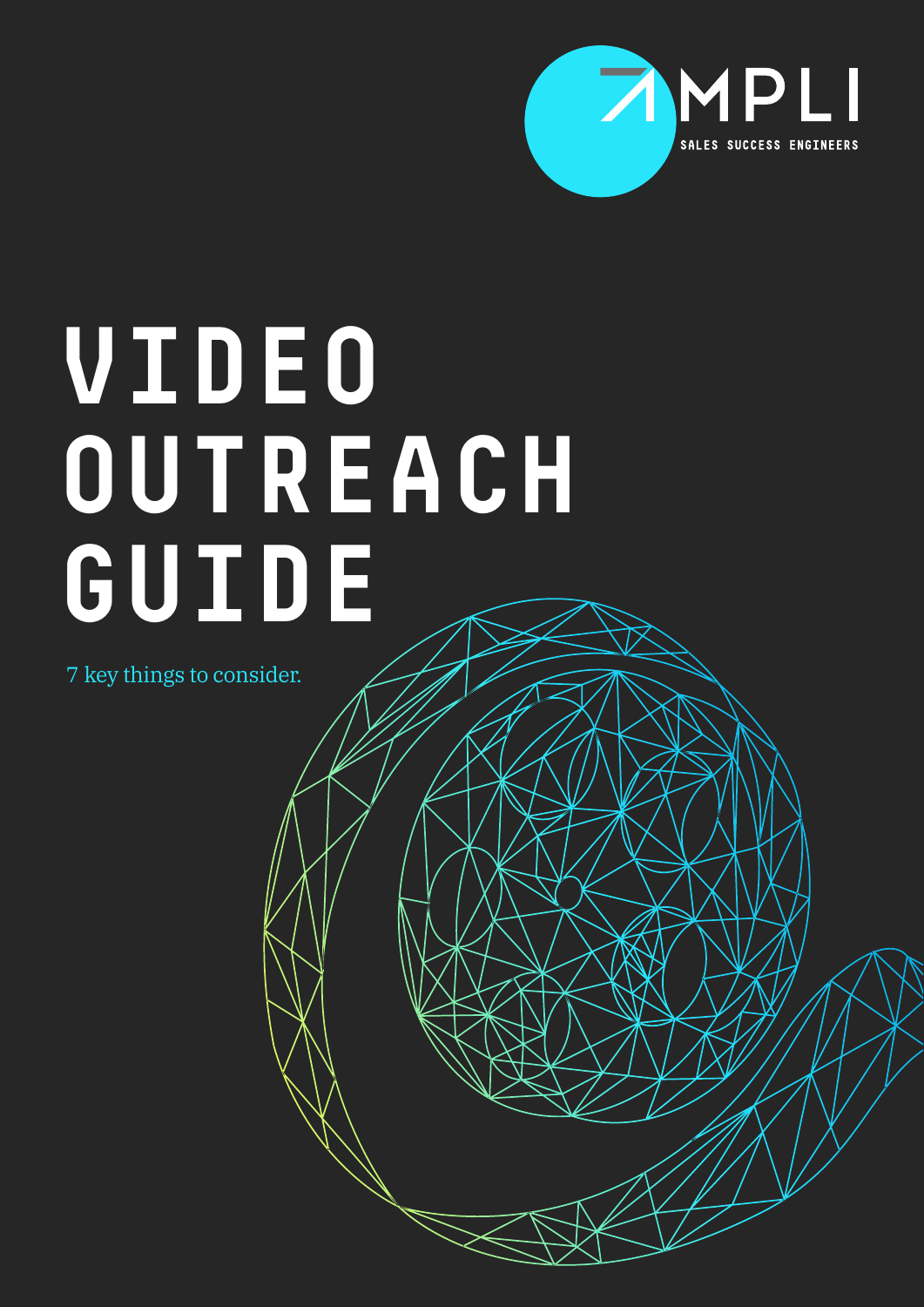AMPLI

SALES SUCCESS ENGINEERS

# VIDEO OUTREACH GUIDE

7 key things to consider.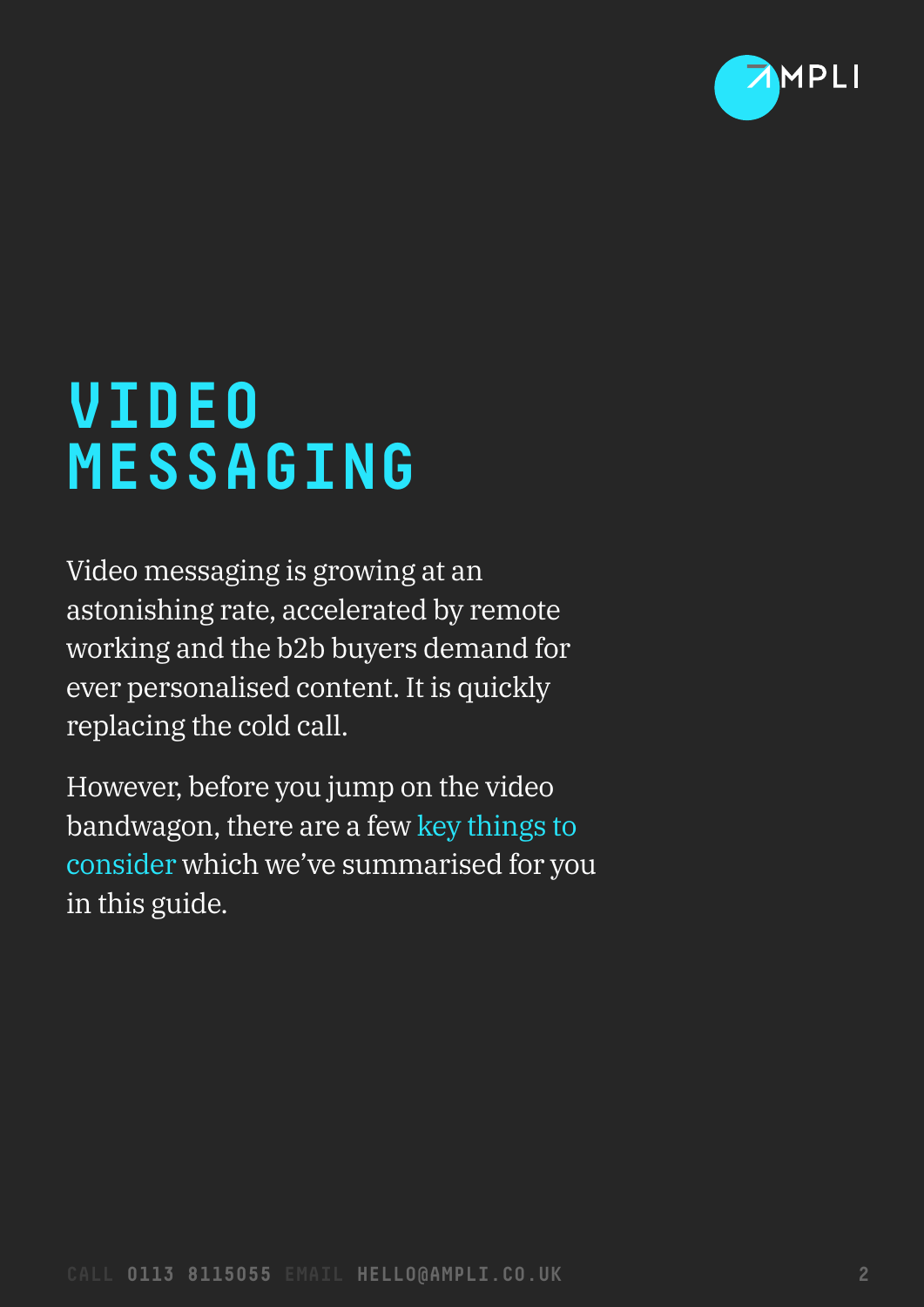# VIDEO MESSAGING

Video messaging is growing at an astonishing rate, accelerated by remote working and the b2b buyers demand for ever personalised content. It is quickly replacing the cold call.

However, before you jump on the video bandwagon, there are a few key things to consider which we've summarised for you in this guide.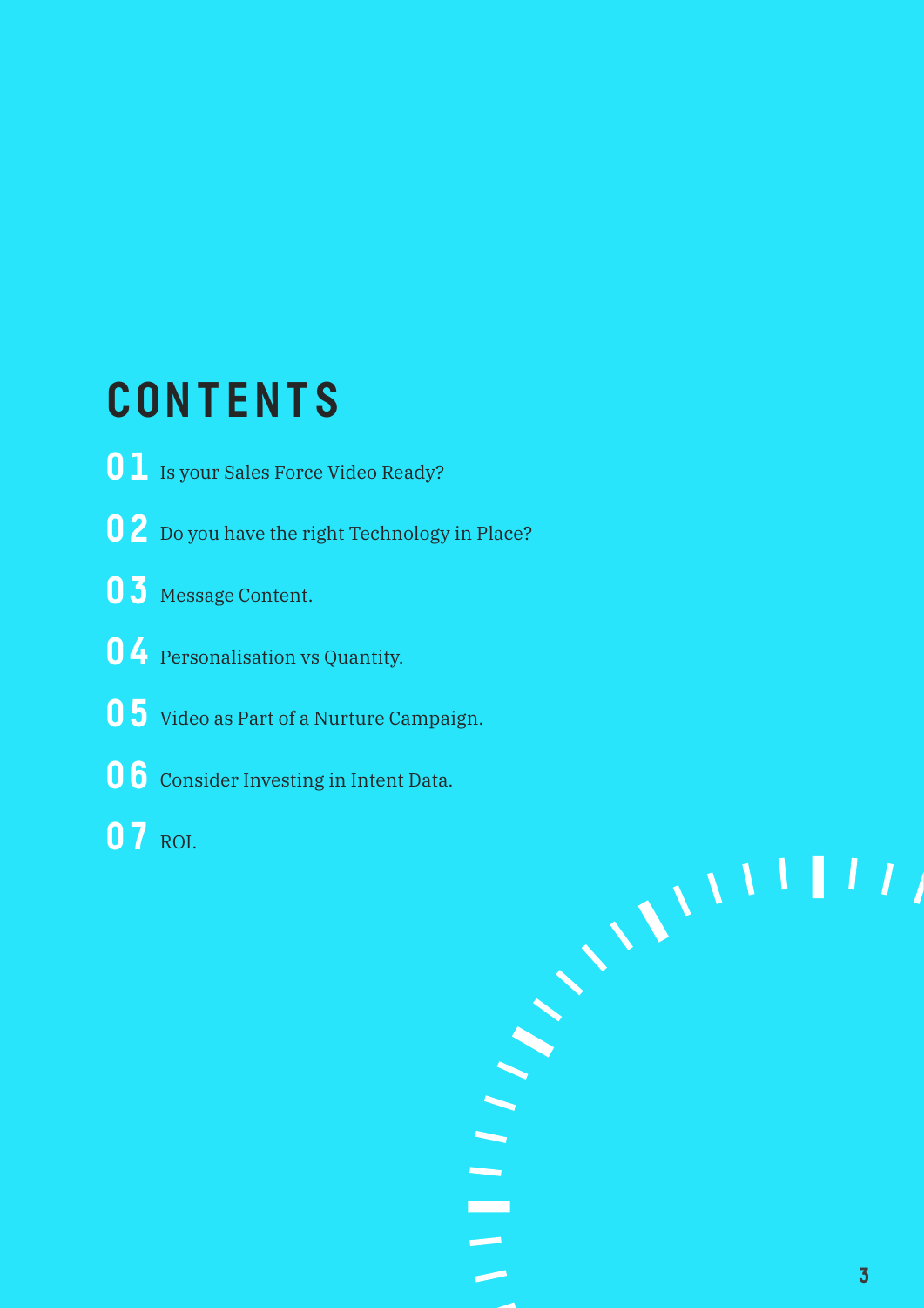# CONTENTS

**01** Is your Sales Force Video Ready?

**02** Do you have the right Technology in Place?

**03** Message Content.

**04** Personalisation vs Quantity.

**05** Video as Part of a Nurture Campaign.

**06** Consider Investing in Intent Data.

**07** ROI.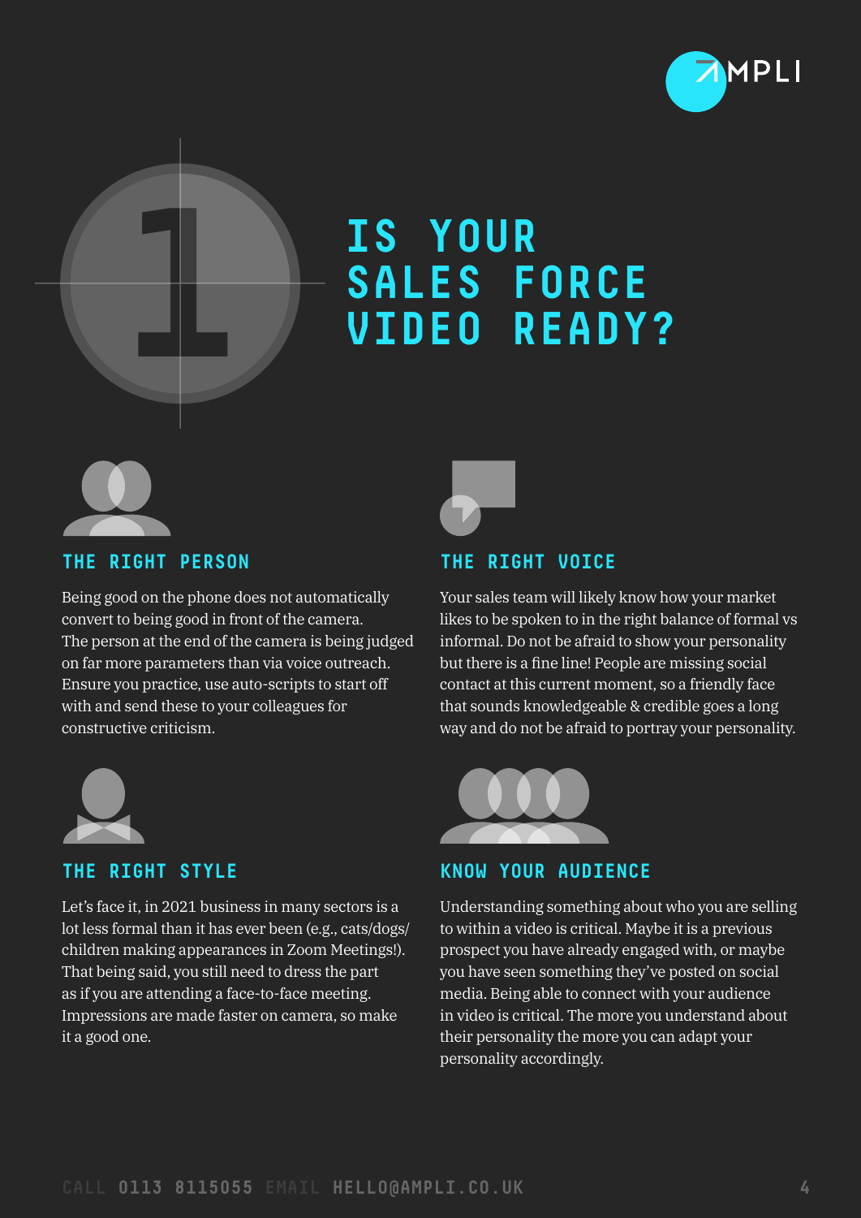# IS YOUR SALES FORCE VIDEO READY?

### THE RIGHT PERSON

Being good on the phone does not automatically convert to being good in front of the camera. The person at the end of the camera is being judged on far more parameters than via voice outreach. Ensure you practice, use auto-scripts to start off with and send these to your colleagues for constructive criticism.

### THE RIGHT VOICE

Your sales team will likely know how your market likes to be spoken to in the right balance of formal vs informal. Do not be afraid to show your personality but there is a fine line! People are missing social contact at this current moment, so a friendly face that sounds knowledgeable & credible goes a long way and do not be afraid to portray your personality.

### THE RIGHT STYLE

Let's face it, in 2021 business in many sectors is a lot less formal than it has ever been (e.g., cats/dogs/children making appearances in Zoom Meetings!). That being said, you still need to dress the part as if you are attending a face-to-face meeting. Impressions are made faster on camera, so make it a good one.

### KNOW YOUR AUDIENCE

Understanding something about who you are selling to within a video is critical. Maybe it is a previous prospect you have already engaged with, or maybe you have seen something they've posted on social media. Being able to connect with your audience in video is critical. The more you understand about their personality the more you can adapt your personality accordingly.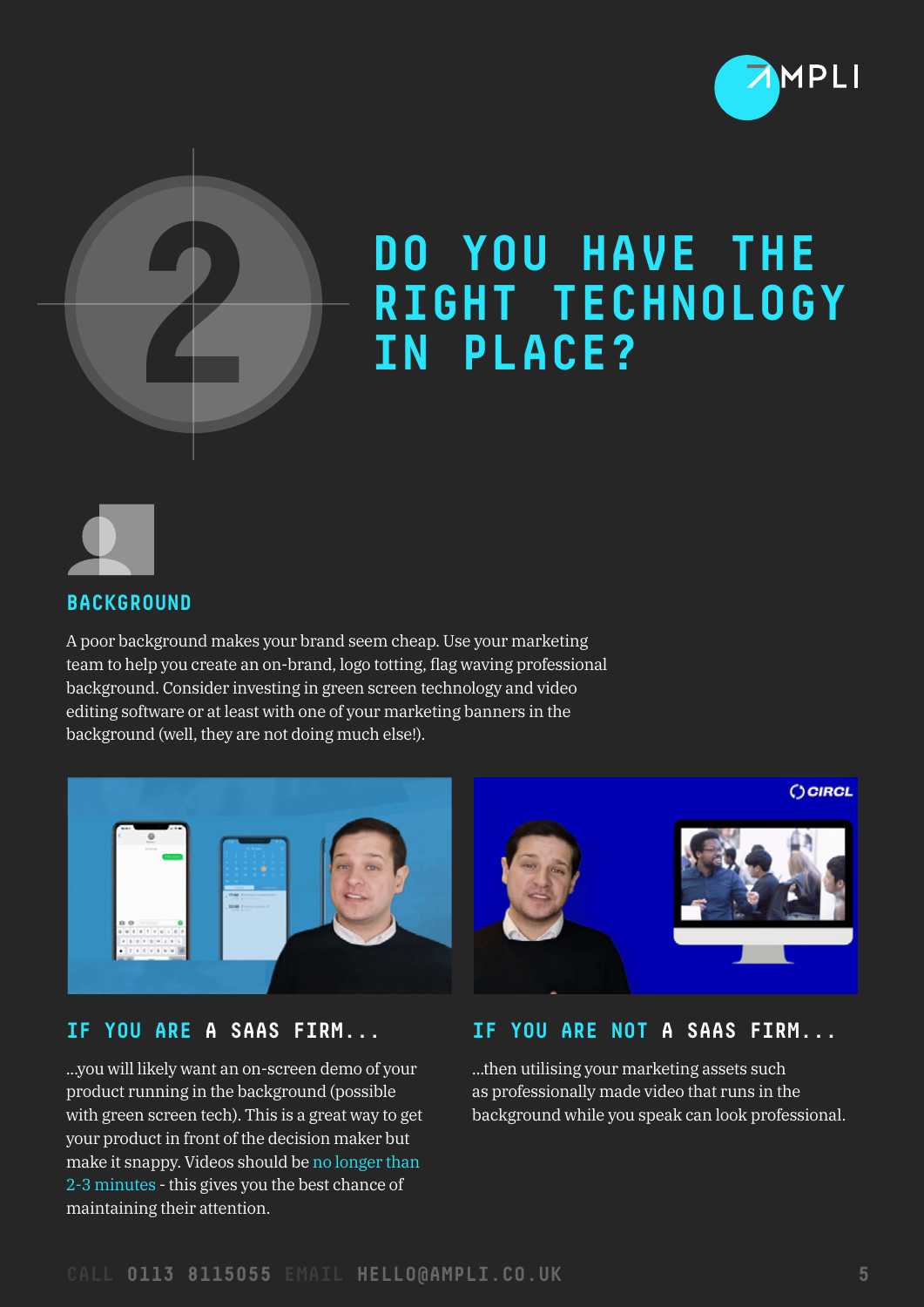## 2

# DO YOU HAVE THE RIGHT TECHNOLOGY IN PLACE?

### BACKGROUND

A poor background makes your brand seem cheap. Use your marketing team to help you create an on-brand, logo totting, flag waving professional background. Consider investing in green screen technology and video editing software or at least with one of your marketing banners in the background (well, they are not doing much else!).

### IF YOU ARE A SAAS FIRM...

...you will likely want an on-screen demo of your product running in the background (possible with green screen tech). This is a great way to get your product in front of the decision maker but make it snappy. Videos should be no longer than 2-3 minutes - this gives you the best chance of maintaining their attention.

### IF YOU ARE NOT A SAAS FIRM...

...then utilising your marketing assets such as professionally made video that runs in the background while you speak can look professional.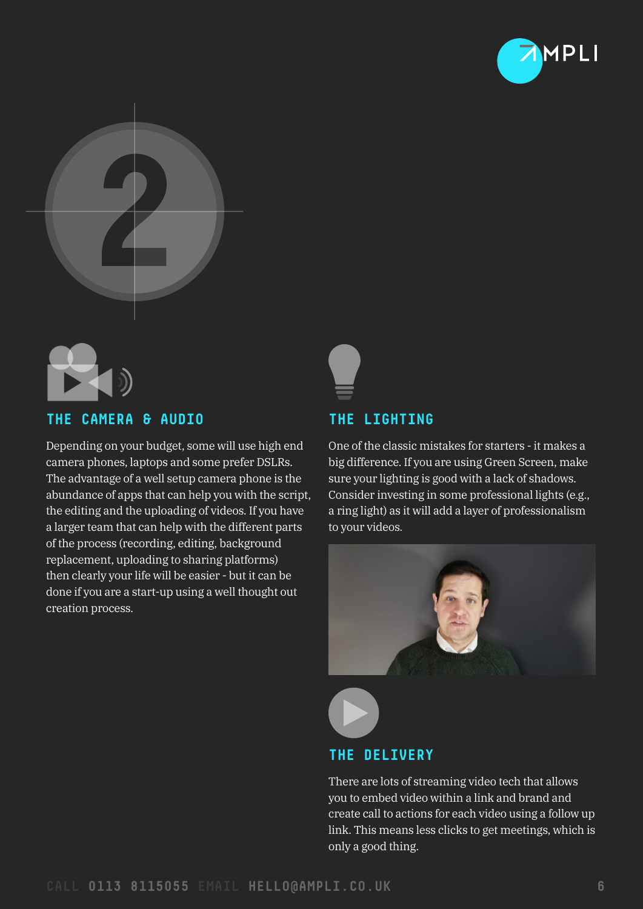## THE CAMERA & AUDIO

Depending on your budget, some will use high end camera phones, laptops and some prefer DSLRs. The advantage of a well setup camera phone is the abundance of apps that can help you with the script, the editing and the uploading of videos. If you have a larger team that can help with the different parts of the process (recording, editing, background replacement, uploading to sharing platforms) then clearly your life will be easier - but it can be done if you are a start-up using a well thought out creation process.

## THE LIGHTING

One of the classic mistakes for starters - it makes a big difference. If you are using Green Screen, make sure your lighting is good with a lack of shadows. Consider investing in some professional lights (e.g., a ring light) as it will add a layer of professionalism to your videos.

## THE DELIVERY

There are lots of streaming video tech that allows you to embed video within a link and brand and create call to actions for each video using a follow up link. This means less clicks to get meetings, which is only a good thing.

CALL 0113 8115055 EMAIL HELLO@AMPLI.CO.UK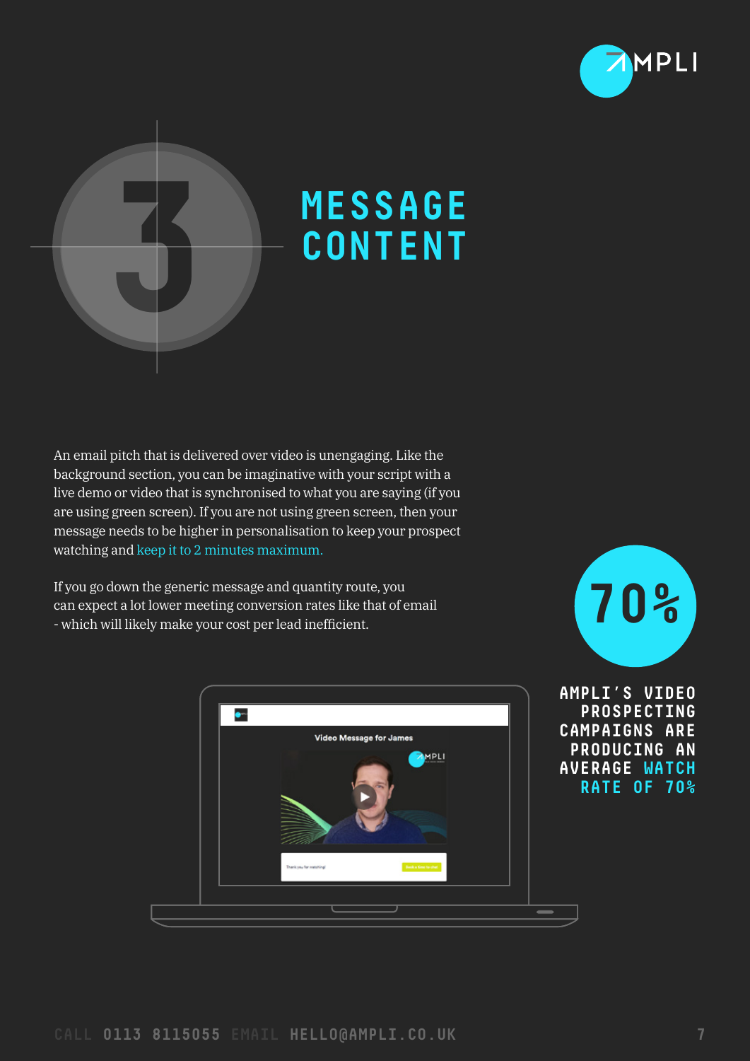# 3 MESSAGE CONTENT

An email pitch that is delivered over video is unengaging. Like the background section, you can be imaginative with your script with a live demo or video that is synchronised to what you are saying (if you are using green screen). If you are not using green screen, then your message needs to be higher in personalisation to keep your prospect watching and keep it to 2 minutes maximum.

If you go down the generic message and quantity route, you can expect a lot lower meeting conversion rates like that of email - which will likely make your cost per lead inefficient.

**70%**

AMPLI'S VIDEO PROSPECTING CAMPAIGNS ARE PRODUCING AN AVERAGE WATCH RATE OF 70%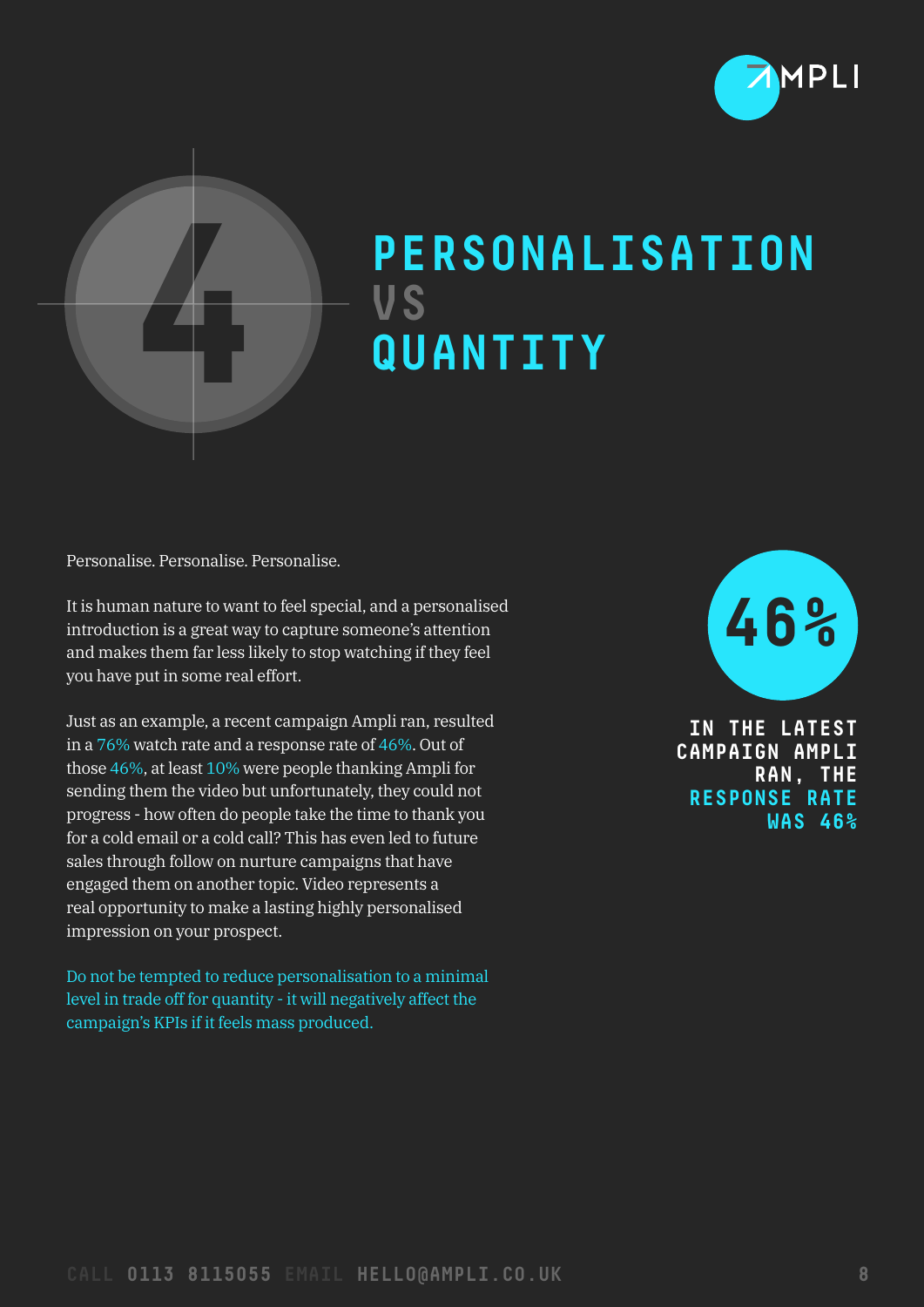# 4 PERSONALISATION VS QUANTITY

Personalise. Personalise. Personalise.

It is human nature to want to feel special, and a personalised introduction is a great way to capture someone's attention and makes them far less likely to stop watching if they feel you have put in some real effort.

Just as an example, a recent campaign Ampli ran, resulted in a 76% watch rate and a response rate of 46%. Out of those 46%, at least 10% were people thanking Ampli for sending them the video but unfortunately, they could not progress - how often do people take the time to thank you for a cold email or a cold call? This has even led to future sales through follow on nurture campaigns that have engaged them on another topic. Video represents a real opportunity to make a lasting highly personalised impression on your prospect.

Do not be tempted to reduce personalisation to a minimal level in trade off for quantity - it will negatively affect the campaign's KPIs if it feels mass produced.

**46%**

**IN THE LATEST CAMPAIGN AMPLI RAN, THE RESPONSE RATE WAS 46%**

CALL **0113 8115055** EMAIL **HELLO@AMPLI.CO.UK**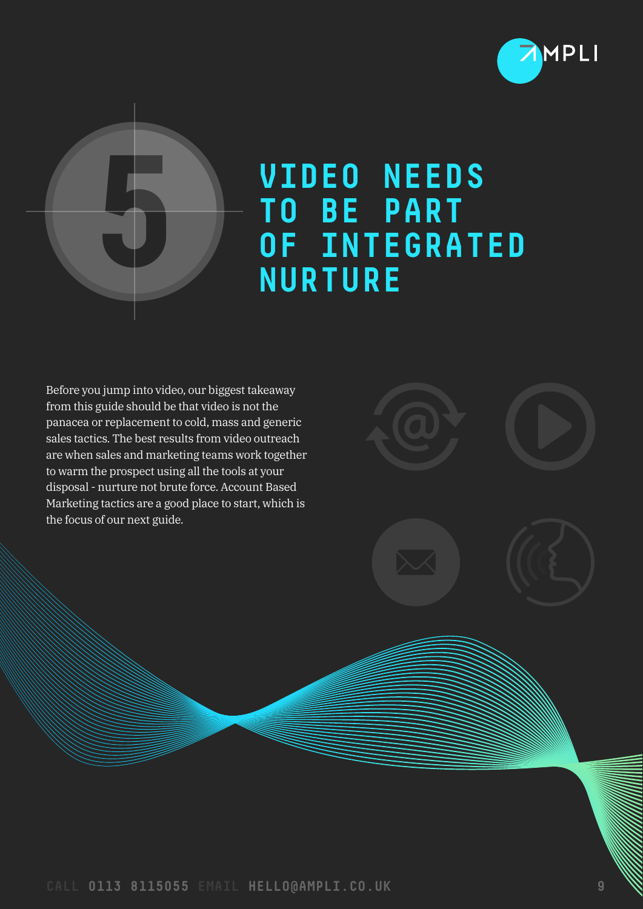# 5 VIDEO NEEDS TO BE PART OF INTEGRATED NURTURE

Before you jump into video, our biggest takeaway from this guide should be that video is not the panacea or replacement to cold, mass and generic sales tactics. The best results from video outreach are when sales and marketing teams work together to warm the prospect using all the tools at your disposal - nurture not brute force. Account Based Marketing tactics are a good place to start, which is the focus of our next guide.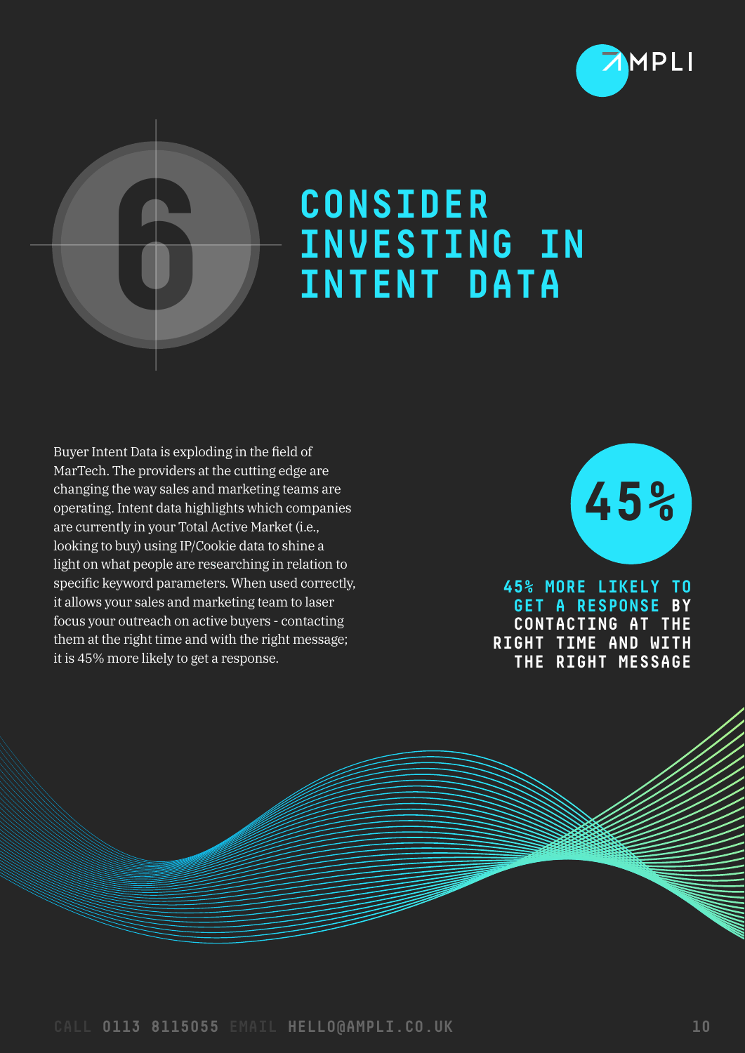# 6 CONSIDER INVESTING IN INTENT DATA

Buyer Intent Data is exploding in the field of MarTech. The providers at the cutting edge are changing the way sales and marketing teams are operating. Intent data highlights which companies are currently in your Total Active Market (i.e., looking to buy) using IP/Cookie data to shine a light on what people are researching in relation to specific keyword parameters. When used correctly, it allows your sales and marketing team to laser focus your outreach on active buyers - contacting them at the right time and with the right message; it is 45% more likely to get a response.

**45%**

**45% MORE LIKELY TO GET A RESPONSE BY CONTACTING AT THE RIGHT TIME AND WITH THE RIGHT MESSAGE**

CALL **0113 8115055** EMAIL **HELLO@AMPLI.CO.UK**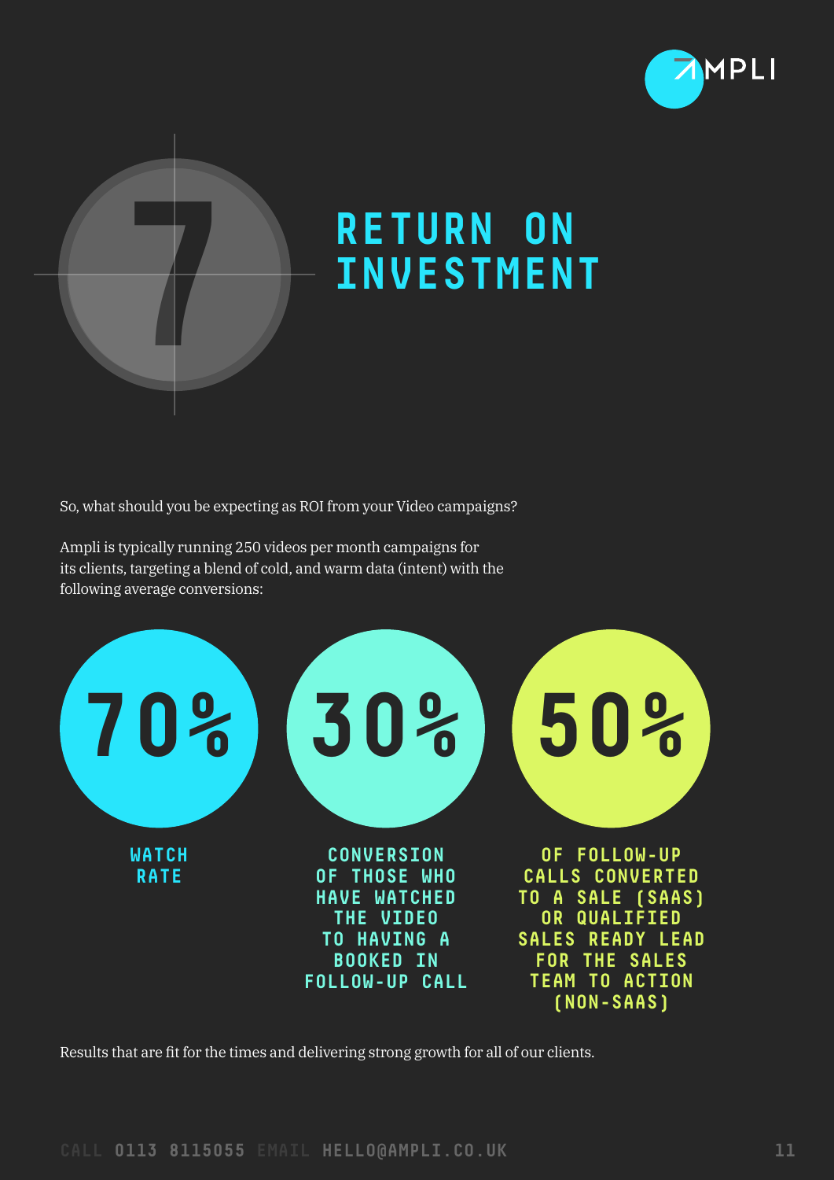# 7 RETURN ON INVESTMENT

So, what should you be expecting as ROI from your Video campaigns?

Ampli is typically running 250 videos per month campaigns for its clients, targeting a blend of cold, and warm data (intent) with the following average conversions:

**70%**

WATCH RATE

**30%**

CONVERSION OF THOSE WHO HAVE WATCHED THE VIDEO TO HAVING A BOOKED IN FOLLOW-UP CALL

**50%**

OF FOLLOW-UP CALLS CONVERTED TO A SALE (SAAS) OR QUALIFIED SALES READY LEAD FOR THE SALES TEAM TO ACTION (NON-SAAS)

Results that are fit for the times and delivering strong growth for all of our clients.

CALL 0113 8115055 EMAIL HELLO@AMPLI.CO.UK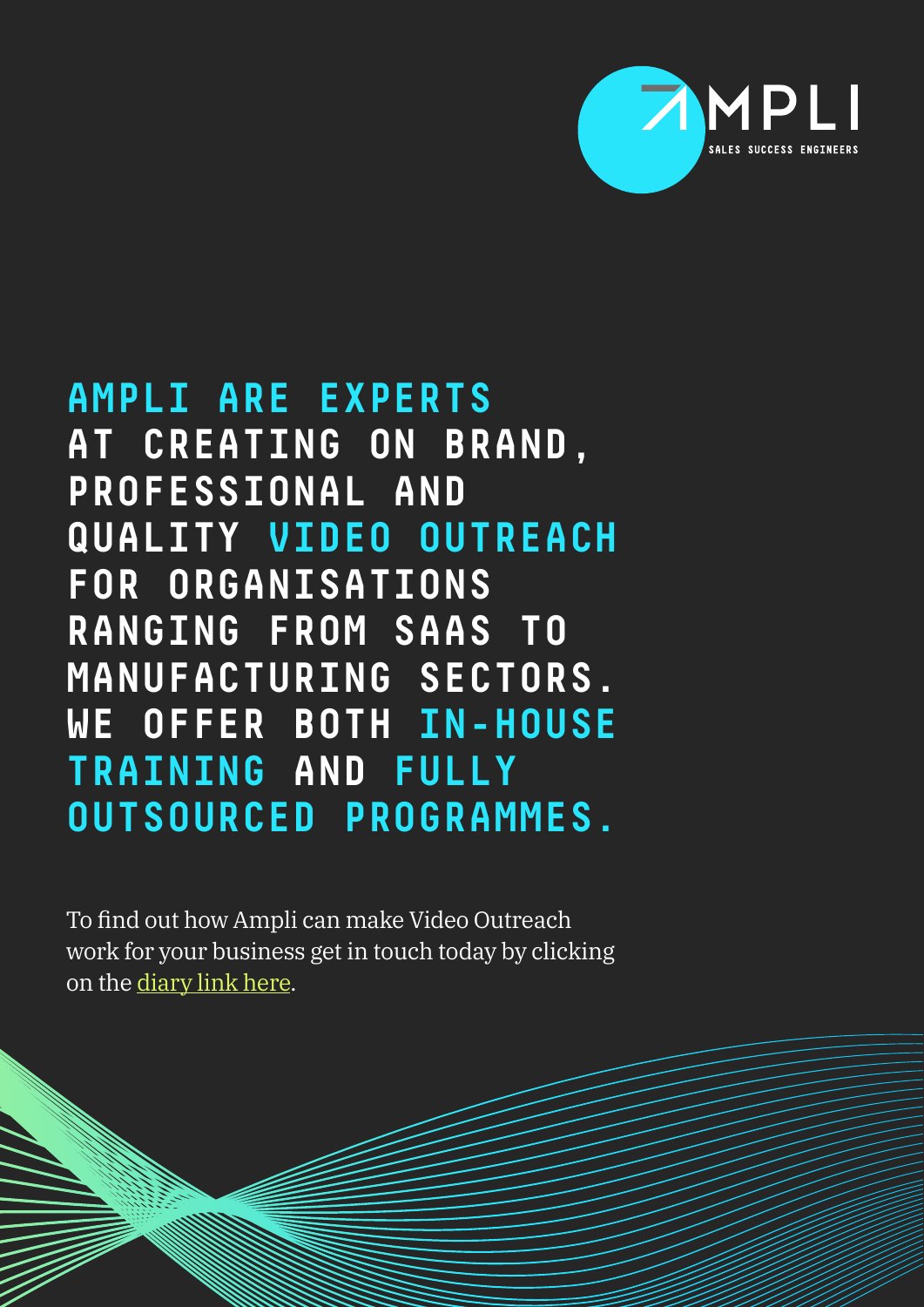AMPLI

SALES SUCCESS ENGINEERS

## AMPLI ARE EXPERTS AT CREATING ON BRAND, PROFESSIONAL AND QUALITY VIDEO OUTREACH FOR ORGANISATIONS RANGING FROM SAAS TO MANUFACTURING SECTORS. WE OFFER BOTH IN-HOUSE TRAINING AND FULLY OUTSOURCED PROGRAMMES.

To find out how Ampli can make Video Outreach work for your business get in touch today by clicking on the diary link here.